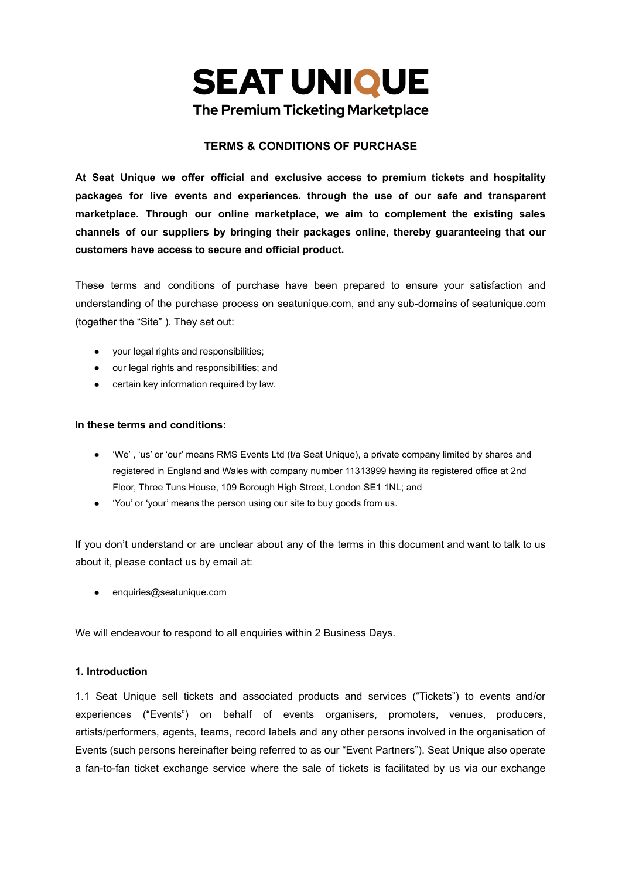# SEAT UNIQUE

The Premium Ticketing Marketplace

## TERMS & CONDITIONS OF PURCHASE

**At Seat Unique we offer official and exclusive access to premium tickets and hospitality packages for live events and experiences. through the use of our safe and transparent marketplace. Through our online marketplace, we aim to complement the existing sales channels of our suppliers by bringing their packages online, thereby guaranteeing that our customers have access to secure and official product.**

These terms and conditions of purchase have been prepared to ensure your satisfaction and understanding of the purchase process on seatunique.com, and any sub-domains of seatunique.com (together the "Site" ). They set out:

- your legal rights and responsibilities;
- our legal rights and responsibilities; and
- certain key information required by law.

**In these terms and conditions:**

- 'We' , 'us' or 'our' means RMS Events Ltd (t/a Seat Unique), a private company limited by shares and registered in England and Wales with company number 11313999 having its registered office at 2nd Floor, Three Tuns House, 109 Borough High Street, London SE1 1NL; and
- 'You' or 'your' means the person using our site to buy goods from us.

If you don't understand or are unclear about any of the terms in this document and want to talk to us about it, please contact us by email at:

- enquiries@seatunique.com

We will endeavour to respond to all enquiries within 2 Business Days.

### 1. Introduction

1.1 Seat Unique sell tickets and associated products and services ("Tickets") to events and/or experiences ("Events") on behalf of events organisers, promoters, venues, producers, artists/performers, agents, teams, record labels and any other persons involved in the organisation of Events (such persons hereinafter being referred to as our "Event Partners"). Seat Unique also operate a fan-to-fan ticket exchange service where the sale of tickets is facilitated by us via our exchange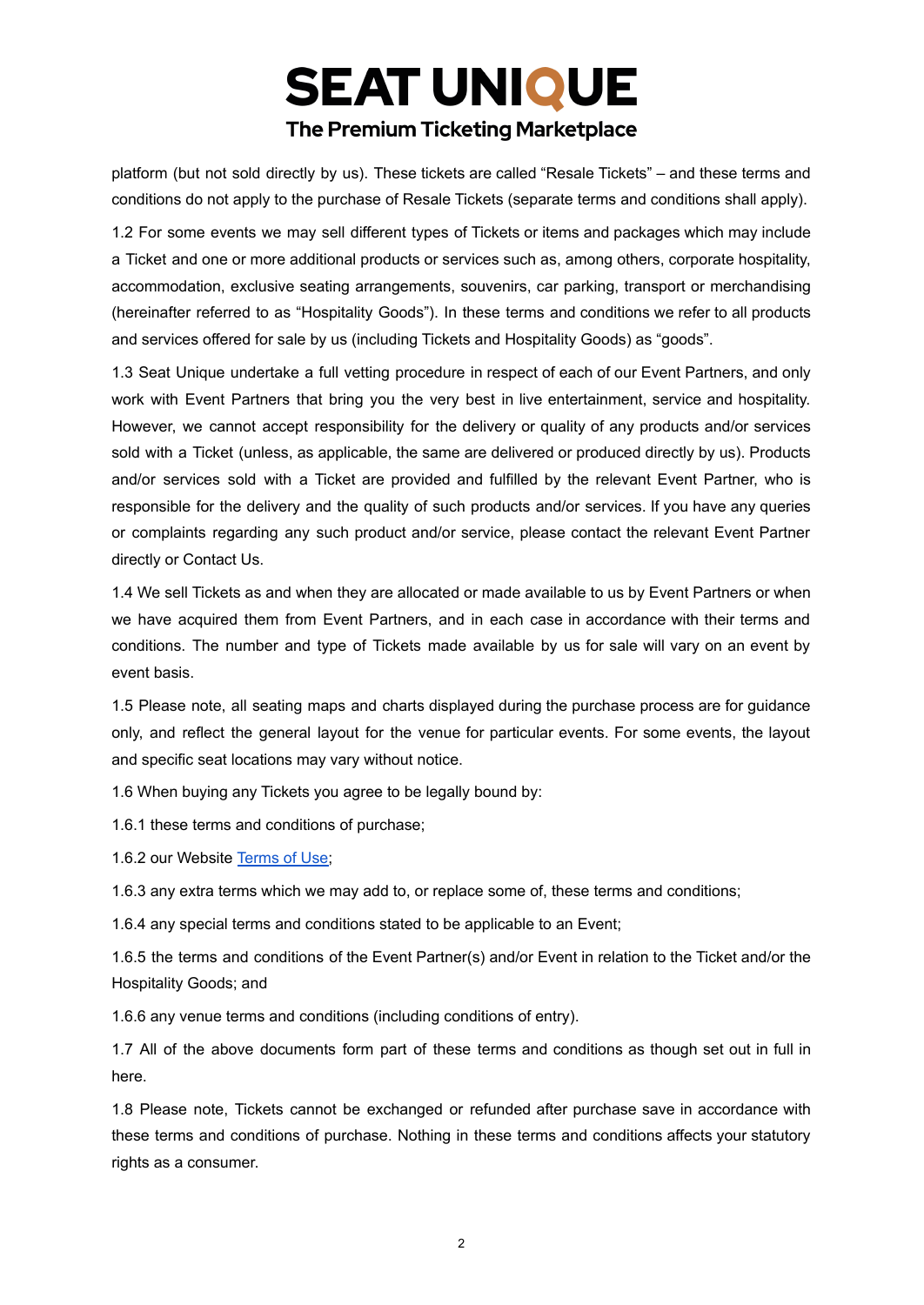platform (but not sold directly by us). These tickets are called "Resale Tickets" – and these terms and conditions do not apply to the purchase of Resale Tickets (separate terms and conditions shall apply).

1.2 For some events we may sell different types of Tickets or items and packages which may include a Ticket and one or more additional products or services such as, among others, corporate hospitality, accommodation, exclusive seating arrangements, souvenirs, car parking, transport or merchandising (hereinafter referred to as "Hospitality Goods"). In these terms and conditions we refer to all products and services offered for sale by us (including Tickets and Hospitality Goods) as "goods".

1.3 Seat Unique undertake a full vetting procedure in respect of each of our Event Partners, and only work with Event Partners that bring you the very best in live entertainment, service and hospitality. However, we cannot accept responsibility for the delivery or quality of any products and/or services sold with a Ticket (unless, as applicable, the same are delivered or produced directly by us). Products and/or services sold with a Ticket are provided and fulfilled by the relevant Event Partner, who is responsible for the delivery and the quality of such products and/or services. If you have any queries or complaints regarding any such product and/or service, please contact the relevant Event Partner directly or Contact Us.

1.4 We sell Tickets as and when they are allocated or made available to us by Event Partners or when we have acquired them from Event Partners, and in each case in accordance with their terms and conditions. The number and type of Tickets made available by us for sale will vary on an event by event basis.

1.5 Please note, all seating maps and charts displayed during the purchase process are for guidance only, and reflect the general layout for the venue for particular events. For some events, the layout and specific seat locations may vary without notice.

1.6 When buying any Tickets you agree to be legally bound by:

1.6.1 these terms and conditions of purchase;

1.6.2 our Website Terms of Use;

1.6.3 any extra terms which we may add to, or replace some of, these terms and conditions;

1.6.4 any special terms and conditions stated to be applicable to an Event;

1.6.5 the terms and conditions of the Event Partner(s) and/or Event in relation to the Ticket and/or the Hospitality Goods; and

1.6.6 any venue terms and conditions (including conditions of entry).

1.7 All of the above documents form part of these terms and conditions as though set out in full in here.

1.8 Please note, Tickets cannot be exchanged or refunded after purchase save in accordance with these terms and conditions of purchase. Nothing in these terms and conditions affects your statutory rights as a consumer.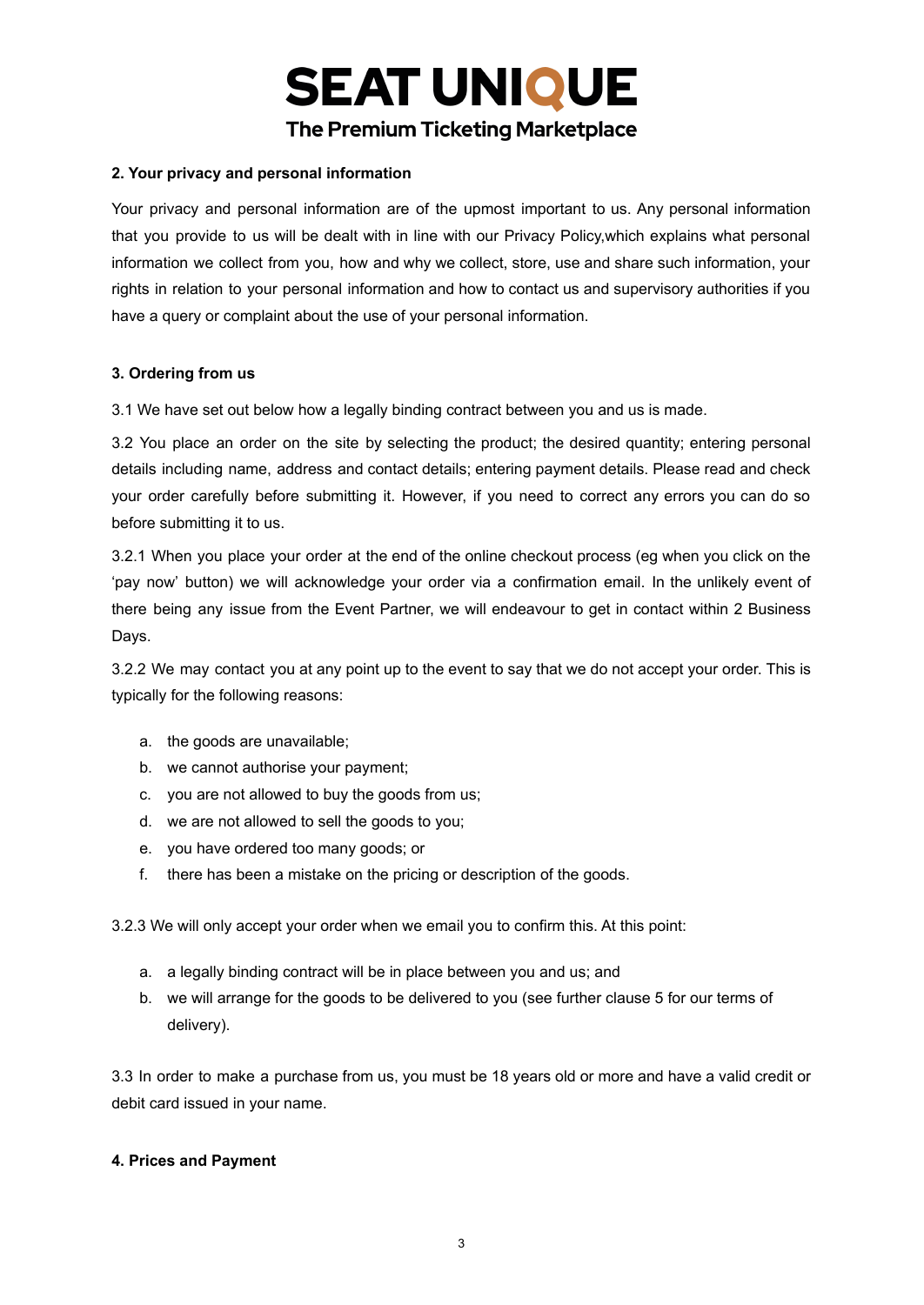**2. Your privacy and personal information**

Your privacy and personal information are of the upmost important to us. Any personal information that you provide to us will be dealt with in line with our Privacy Policy,which explains what personal information we collect from you, how and why we collect, store, use and share such information, your rights in relation to your personal information and how to contact us and supervisory authorities if you have a query or complaint about the use of your personal information.

**3. Ordering from us**

3.1 We have set out below how a legally binding contract between you and us is made.

3.2 You place an order on the site by selecting the product; the desired quantity; entering personal details including name, address and contact details; entering payment details. Please read and check your order carefully before submitting it. However, if you need to correct any errors you can do so before submitting it to us.

3.2.1 When you place your order at the end of the online checkout process (eg when you click on the 'pay now' button) we will acknowledge your order via a confirmation email. In the unlikely event of there being any issue from the Event Partner, we will endeavour to get in contact within 2 Business Days.

3.2.2 We may contact you at any point up to the event to say that we do not accept your order. This is typically for the following reasons:

a. the goods are unavailable;
b. we cannot authorise your payment;
c. you are not allowed to buy the goods from us;
d. we are not allowed to sell the goods to you;
e. you have ordered too many goods; or
f. there has been a mistake on the pricing or description of the goods.

3.2.3 We will only accept your order when we email you to confirm this. At this point:

a. a legally binding contract will be in place between you and us; and
b. we will arrange for the goods to be delivered to you (see further clause 5 for our terms of delivery).

3.3 In order to make a purchase from us, you must be 18 years old or more and have a valid credit or debit card issued in your name.

**4. Prices and Payment**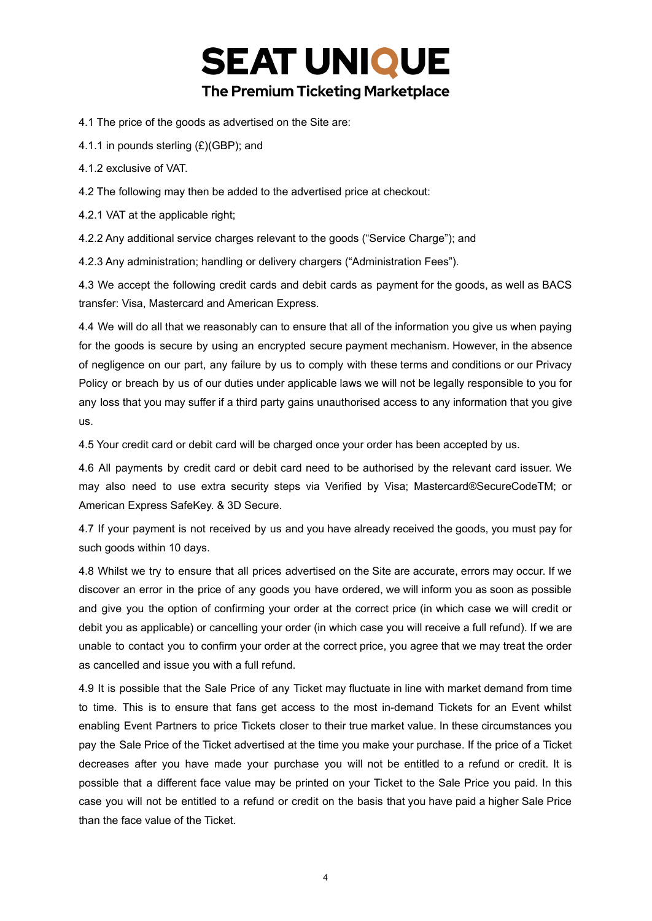4.1 The price of the goods as advertised on the Site are:

4.1.1 in pounds sterling (£)(GBP); and

4.1.2 exclusive of VAT.

4.2 The following may then be added to the advertised price at checkout:

4.2.1 VAT at the applicable right;

4.2.2 Any additional service charges relevant to the goods ("Service Charge"); and

4.2.3 Any administration; handling or delivery chargers ("Administration Fees").

4.3 We accept the following credit cards and debit cards as payment for the goods, as well as BACS transfer: Visa, Mastercard and American Express.

4.4 We will do all that we reasonably can to ensure that all of the information you give us when paying for the goods is secure by using an encrypted secure payment mechanism. However, in the absence of negligence on our part, any failure by us to comply with these terms and conditions or our Privacy Policy or breach by us of our duties under applicable laws we will not be legally responsible to you for any loss that you may suffer if a third party gains unauthorised access to any information that you give us.

4.5 Your credit card or debit card will be charged once your order has been accepted by us.

4.6 All payments by credit card or debit card need to be authorised by the relevant card issuer. We may also need to use extra security steps via Verified by Visa; Mastercard®SecureCodeTM; or American Express SafeKey. & 3D Secure.

4.7 If your payment is not received by us and you have already received the goods, you must pay for such goods within 10 days.

4.8 Whilst we try to ensure that all prices advertised on the Site are accurate, errors may occur. If we discover an error in the price of any goods you have ordered, we will inform you as soon as possible and give you the option of confirming your order at the correct price (in which case we will credit or debit you as applicable) or cancelling your order (in which case you will receive a full refund). If we are unable to contact you to confirm your order at the correct price, you agree that we may treat the order as cancelled and issue you with a full refund.

4.9 It is possible that the Sale Price of any Ticket may fluctuate in line with market demand from time to time. This is to ensure that fans get access to the most in-demand Tickets for an Event whilst enabling Event Partners to price Tickets closer to their true market value. In these circumstances you pay the Sale Price of the Ticket advertised at the time you make your purchase. If the price of a Ticket decreases after you have made your purchase you will not be entitled to a refund or credit. It is possible that a different face value may be printed on your Ticket to the Sale Price you paid. In this case you will not be entitled to a refund or credit on the basis that you have paid a higher Sale Price than the face value of the Ticket.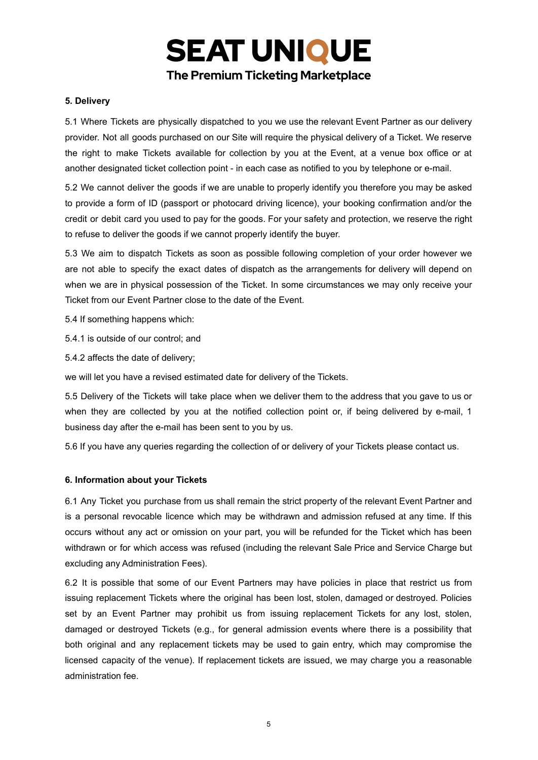## 5. Delivery

5.1 Where Tickets are physically dispatched to you we use the relevant Event Partner as our delivery provider. Not all goods purchased on our Site will require the physical delivery of a Ticket. We reserve the right to make Tickets available for collection by you at the Event, at a venue box office or at another designated ticket collection point - in each case as notified to you by telephone or e-mail.

5.2 We cannot deliver the goods if we are unable to properly identify you therefore you may be asked to provide a form of ID (passport or photocard driving licence), your booking confirmation and/or the credit or debit card you used to pay for the goods. For your safety and protection, we reserve the right to refuse to deliver the goods if we cannot properly identify the buyer.

5.3 We aim to dispatch Tickets as soon as possible following completion of your order however we are not able to specify the exact dates of dispatch as the arrangements for delivery will depend on when we are in physical possession of the Ticket. In some circumstances we may only receive your Ticket from our Event Partner close to the date of the Event.

5.4 If something happens which:

5.4.1 is outside of our control; and

5.4.2 affects the date of delivery;

we will let you have a revised estimated date for delivery of the Tickets.

5.5 Delivery of the Tickets will take place when we deliver them to the address that you gave to us or when they are collected by you at the notified collection point or, if being delivered by e-mail, 1 business day after the e-mail has been sent to you by us.

5.6 If you have any queries regarding the collection of or delivery of your Tickets please contact us.

## 6. Information about your Tickets

6.1 Any Ticket you purchase from us shall remain the strict property of the relevant Event Partner and is a personal revocable licence which may be withdrawn and admission refused at any time. If this occurs without any act or omission on your part, you will be refunded for the Ticket which has been withdrawn or for which access was refused (including the relevant Sale Price and Service Charge but excluding any Administration Fees).

6.2 It is possible that some of our Event Partners may have policies in place that restrict us from issuing replacement Tickets where the original has been lost, stolen, damaged or destroyed. Policies set by an Event Partner may prohibit us from issuing replacement Tickets for any lost, stolen, damaged or destroyed Tickets (e.g., for general admission events where there is a possibility that both original and any replacement tickets may be used to gain entry, which may compromise the licensed capacity of the venue). If replacement tickets are issued, we may charge you a reasonable administration fee.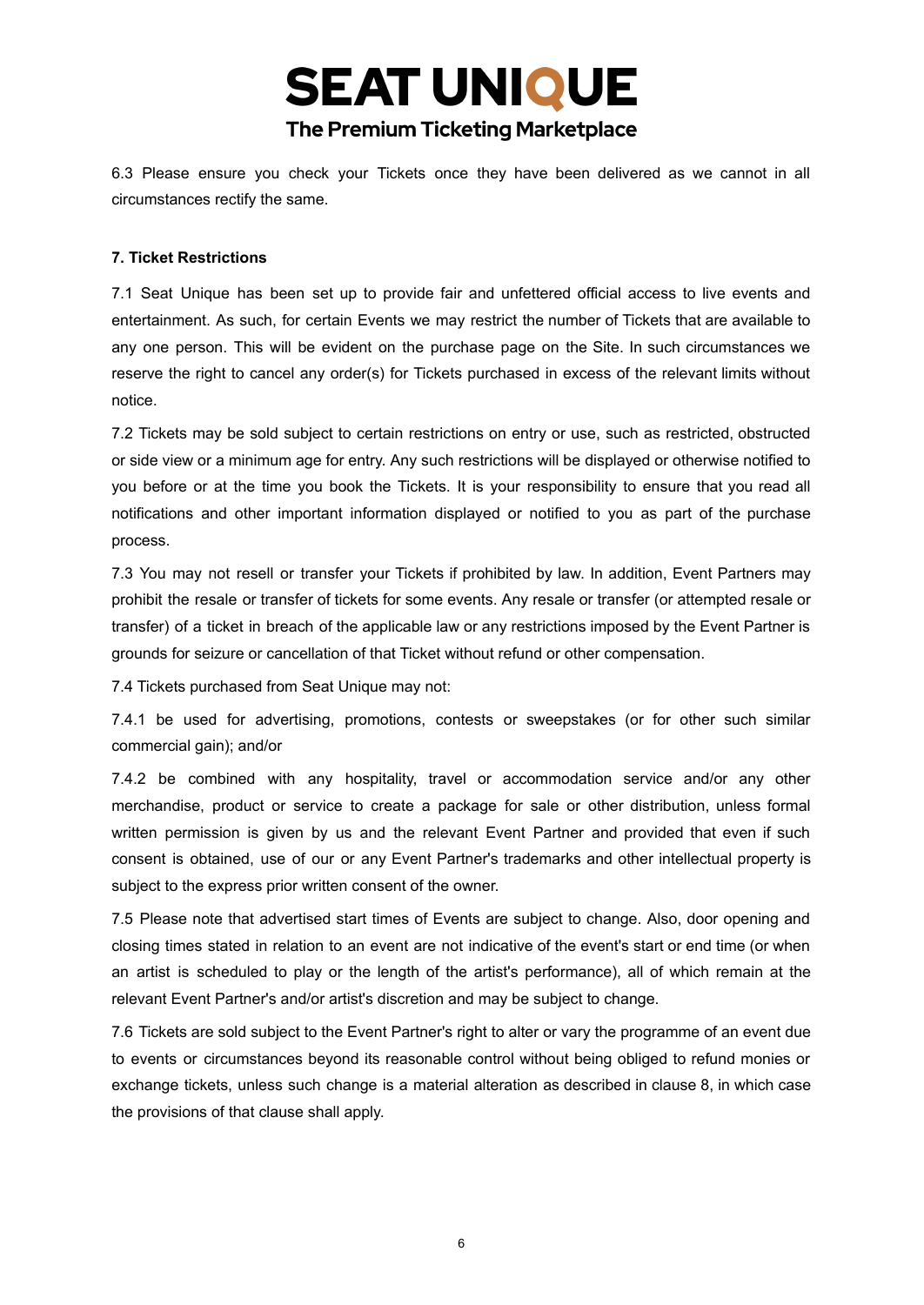6.3 Please ensure you check your Tickets once they have been delivered as we cannot in all circumstances rectify the same.

**7. Ticket Restrictions**

7.1 Seat Unique has been set up to provide fair and unfettered official access to live events and entertainment. As such, for certain Events we may restrict the number of Tickets that are available to any one person. This will be evident on the purchase page on the Site. In such circumstances we reserve the right to cancel any order(s) for Tickets purchased in excess of the relevant limits without notice.

7.2 Tickets may be sold subject to certain restrictions on entry or use, such as restricted, obstructed or side view or a minimum age for entry. Any such restrictions will be displayed or otherwise notified to you before or at the time you book the Tickets. It is your responsibility to ensure that you read all notifications and other important information displayed or notified to you as part of the purchase process.

7.3 You may not resell or transfer your Tickets if prohibited by law. In addition, Event Partners may prohibit the resale or transfer of tickets for some events. Any resale or transfer (or attempted resale or transfer) of a ticket in breach of the applicable law or any restrictions imposed by the Event Partner is grounds for seizure or cancellation of that Ticket without refund or other compensation.

7.4 Tickets purchased from Seat Unique may not:

7.4.1 be used for advertising, promotions, contests or sweepstakes (or for other such similar commercial gain); and/or

7.4.2 be combined with any hospitality, travel or accommodation service and/or any other merchandise, product or service to create a package for sale or other distribution, unless formal written permission is given by us and the relevant Event Partner and provided that even if such consent is obtained, use of our or any Event Partner's trademarks and other intellectual property is subject to the express prior written consent of the owner.

7.5 Please note that advertised start times of Events are subject to change. Also, door opening and closing times stated in relation to an event are not indicative of the event's start or end time (or when an artist is scheduled to play or the length of the artist's performance), all of which remain at the relevant Event Partner's and/or artist's discretion and may be subject to change.

7.6 Tickets are sold subject to the Event Partner's right to alter or vary the programme of an event due to events or circumstances beyond its reasonable control without being obliged to refund monies or exchange tickets, unless such change is a material alteration as described in clause 8, in which case the provisions of that clause shall apply.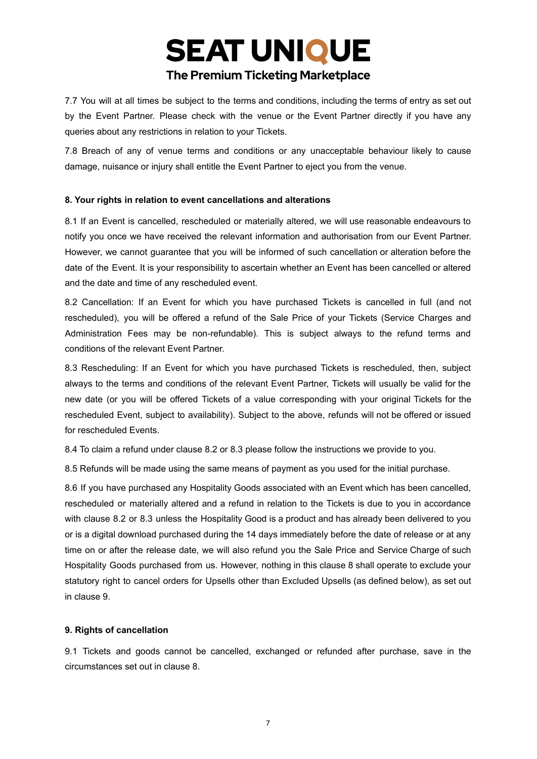7.7 You will at all times be subject to the terms and conditions, including the terms of entry as set out by the Event Partner. Please check with the venue or the Event Partner directly if you have any queries about any restrictions in relation to your Tickets.

7.8 Breach of any of venue terms and conditions or any unacceptable behaviour likely to cause damage, nuisance or injury shall entitle the Event Partner to eject you from the venue.

**8. Your rights in relation to event cancellations and alterations**

8.1 If an Event is cancelled, rescheduled or materially altered, we will use reasonable endeavours to notify you once we have received the relevant information and authorisation from our Event Partner. However, we cannot guarantee that you will be informed of such cancellation or alteration before the date of the Event. It is your responsibility to ascertain whether an Event has been cancelled or altered and the date and time of any rescheduled event.

8.2 Cancellation: If an Event for which you have purchased Tickets is cancelled in full (and not rescheduled), you will be offered a refund of the Sale Price of your Tickets (Service Charges and Administration Fees may be non-refundable). This is subject always to the refund terms and conditions of the relevant Event Partner.

8.3 Rescheduling: If an Event for which you have purchased Tickets is rescheduled, then, subject always to the terms and conditions of the relevant Event Partner, Tickets will usually be valid for the new date (or you will be offered Tickets of a value corresponding with your original Tickets for the rescheduled Event, subject to availability). Subject to the above, refunds will not be offered or issued for rescheduled Events.

8.4 To claim a refund under clause 8.2 or 8.3 please follow the instructions we provide to you.

8.5 Refunds will be made using the same means of payment as you used for the initial purchase.

8.6 If you have purchased any Hospitality Goods associated with an Event which has been cancelled, rescheduled or materially altered and a refund in relation to the Tickets is due to you in accordance with clause 8.2 or 8.3 unless the Hospitality Good is a product and has already been delivered to you or is a digital download purchased during the 14 days immediately before the date of release or at any time on or after the release date, we will also refund you the Sale Price and Service Charge of such Hospitality Goods purchased from us. However, nothing in this clause 8 shall operate to exclude your statutory right to cancel orders for Upsells other than Excluded Upsells (as defined below), as set out in clause 9.

**9. Rights of cancellation**

9.1 Tickets and goods cannot be cancelled, exchanged or refunded after purchase, save in the circumstances set out in clause 8.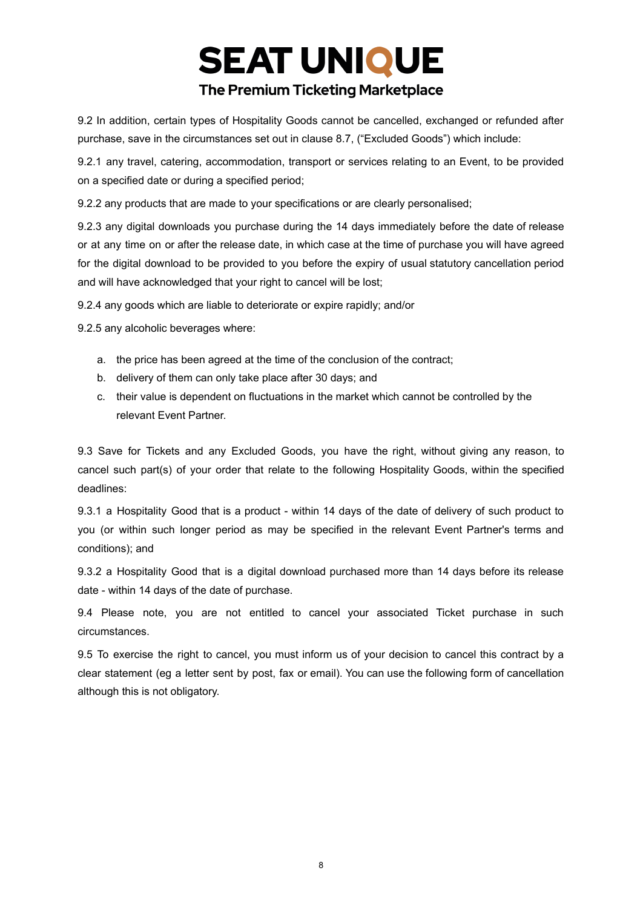9.2 In addition, certain types of Hospitality Goods cannot be cancelled, exchanged or refunded after purchase, save in the circumstances set out in clause 8.7, ("Excluded Goods") which include:

9.2.1 any travel, catering, accommodation, transport or services relating to an Event, to be provided on a specified date or during a specified period;

9.2.2 any products that are made to your specifications or are clearly personalised;

9.2.3 any digital downloads you purchase during the 14 days immediately before the date of release or at any time on or after the release date, in which case at the time of purchase you will have agreed for the digital download to be provided to you before the expiry of usual statutory cancellation period and will have acknowledged that your right to cancel will be lost;

9.2.4 any goods which are liable to deteriorate or expire rapidly; and/or

9.2.5 any alcoholic beverages where:

a. the price has been agreed at the time of the conclusion of the contract;
b. delivery of them can only take place after 30 days; and
c. their value is dependent on fluctuations in the market which cannot be controlled by the relevant Event Partner.

9.3 Save for Tickets and any Excluded Goods, you have the right, without giving any reason, to cancel such part(s) of your order that relate to the following Hospitality Goods, within the specified deadlines:

9.3.1 a Hospitality Good that is a product - within 14 days of the date of delivery of such product to you (or within such longer period as may be specified in the relevant Event Partner's terms and conditions); and

9.3.2 a Hospitality Good that is a digital download purchased more than 14 days before its release date - within 14 days of the date of purchase.

9.4 Please note, you are not entitled to cancel your associated Ticket purchase in such circumstances.

9.5 To exercise the right to cancel, you must inform us of your decision to cancel this contract by a clear statement (eg a letter sent by post, fax or email). You can use the following form of cancellation although this is not obligatory.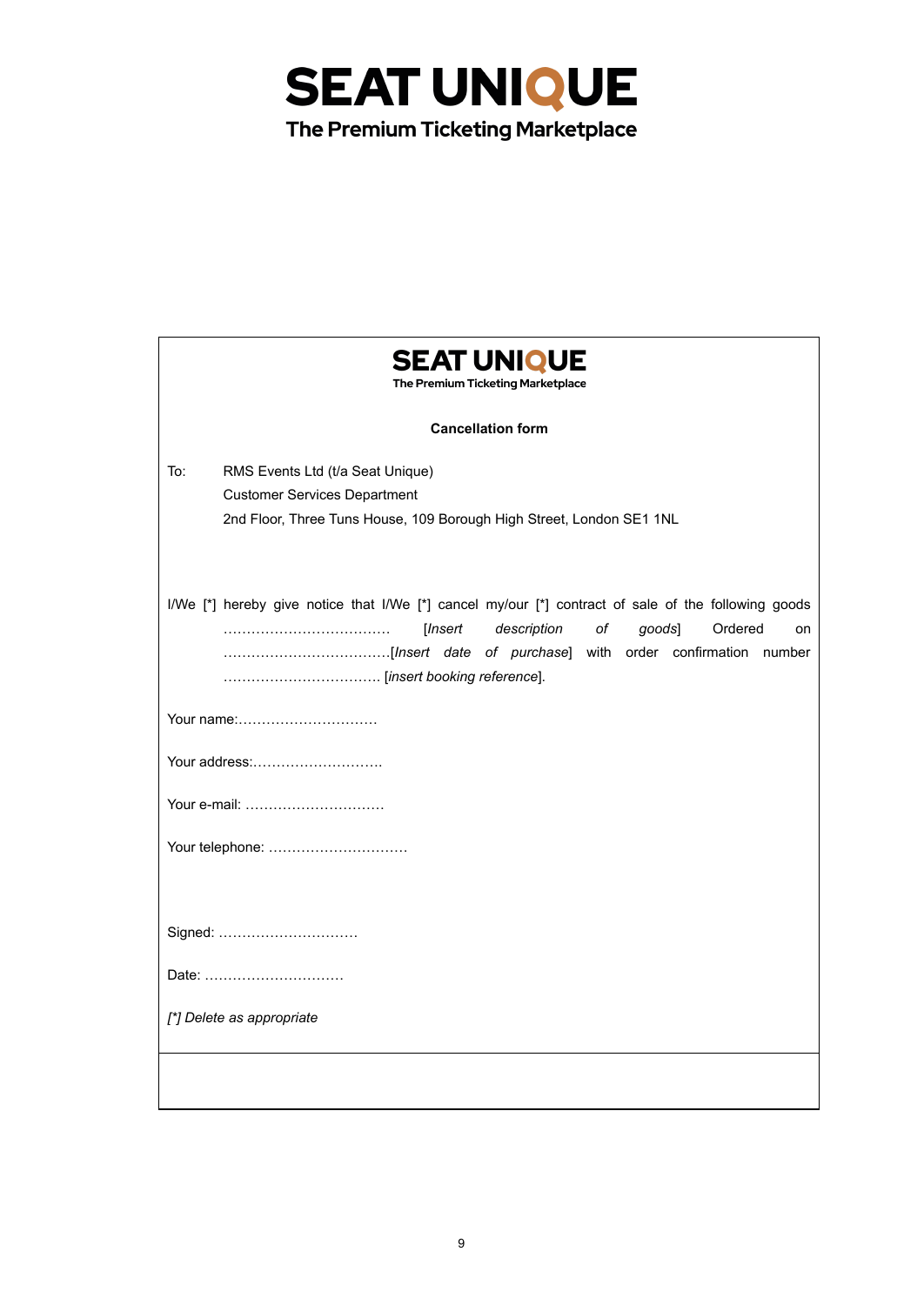# SEAT UNIQUE

**The Premium Ticketing Marketplace**

# SEAT UNIQUE

**The Premium Ticketing Marketplace**

**Cancellation form**

To: RMS Events Ltd (t/a Seat Unique)
Customer Services Department
2nd Floor, Three Tuns House, 109 Borough High Street, London SE1 1NL

I/We [*] hereby give notice that I/We [*] cancel my/our [*] contract of sale of the following goods ……………………………… [*Insert description of goods*] Ordered on ………………………………[*Insert date of purchase*] with order confirmation number …………………………… [*insert booking reference*].

Your name:…………………………

Your address:……………………….

Your e-mail: …………………………

Your telephone: …………………………

Signed: …………………………

Date: …………………………

*[*] Delete as appropriate*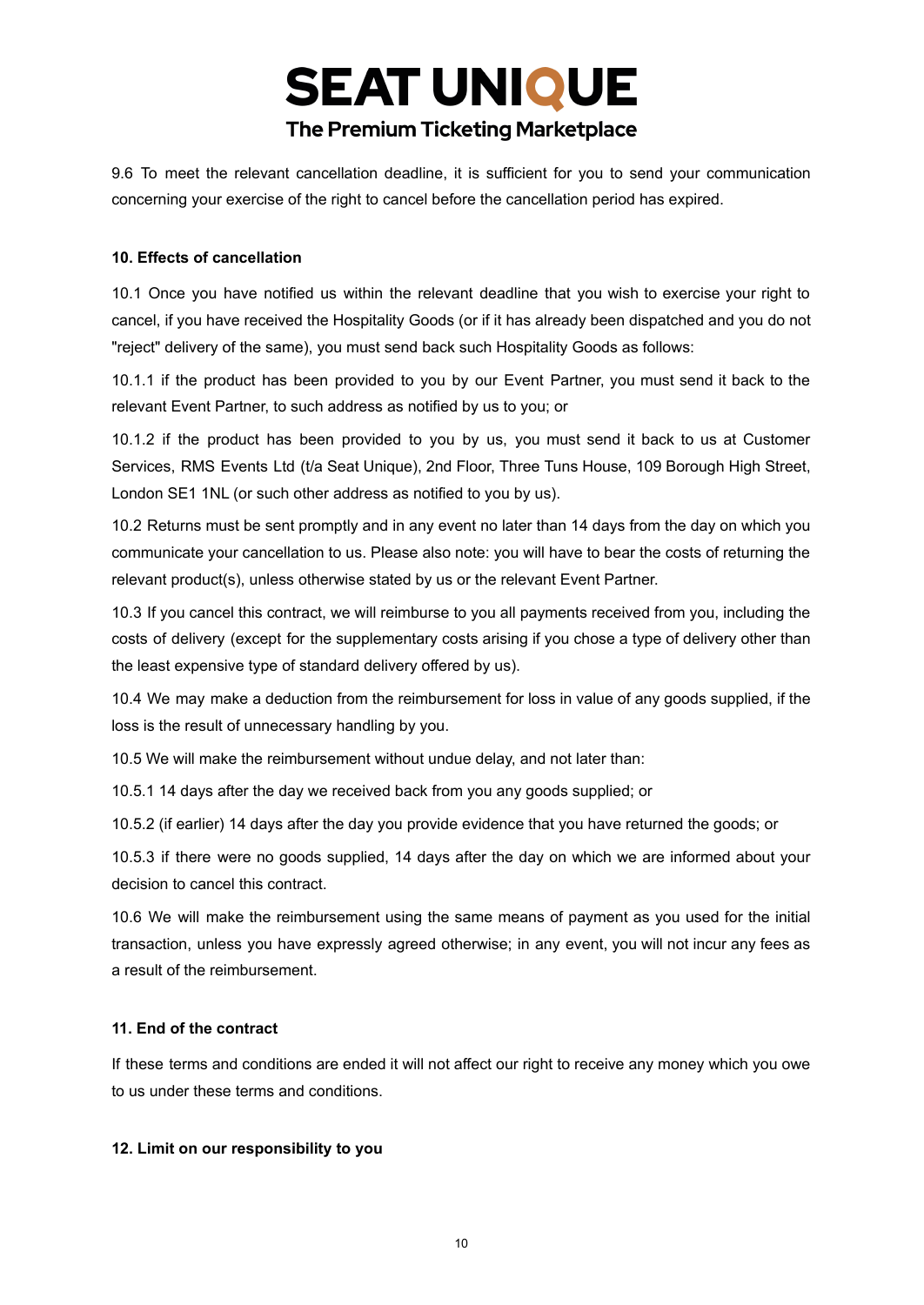9.6 To meet the relevant cancellation deadline, it is sufficient for you to send your communication concerning your exercise of the right to cancel before the cancellation period has expired.

**10. Effects of cancellation**

10.1 Once you have notified us within the relevant deadline that you wish to exercise your right to cancel, if you have received the Hospitality Goods (or if it has already been dispatched and you do not "reject" delivery of the same), you must send back such Hospitality Goods as follows:

10.1.1 if the product has been provided to you by our Event Partner, you must send it back to the relevant Event Partner, to such address as notified by us to you; or

10.1.2 if the product has been provided to you by us, you must send it back to us at Customer Services, RMS Events Ltd (t/a Seat Unique), 2nd Floor, Three Tuns House, 109 Borough High Street, London SE1 1NL (or such other address as notified to you by us).

10.2 Returns must be sent promptly and in any event no later than 14 days from the day on which you communicate your cancellation to us. Please also note: you will have to bear the costs of returning the relevant product(s), unless otherwise stated by us or the relevant Event Partner.

10.3 If you cancel this contract, we will reimburse to you all payments received from you, including the costs of delivery (except for the supplementary costs arising if you chose a type of delivery other than the least expensive type of standard delivery offered by us).

10.4 We may make a deduction from the reimbursement for loss in value of any goods supplied, if the loss is the result of unnecessary handling by you.

10.5 We will make the reimbursement without undue delay, and not later than:

10.5.1 14 days after the day we received back from you any goods supplied; or

10.5.2 (if earlier) 14 days after the day you provide evidence that you have returned the goods; or

10.5.3 if there were no goods supplied, 14 days after the day on which we are informed about your decision to cancel this contract.

10.6 We will make the reimbursement using the same means of payment as you used for the initial transaction, unless you have expressly agreed otherwise; in any event, you will not incur any fees as a result of the reimbursement.

**11. End of the contract**

If these terms and conditions are ended it will not affect our right to receive any money which you owe to us under these terms and conditions.

**12. Limit on our responsibility to you**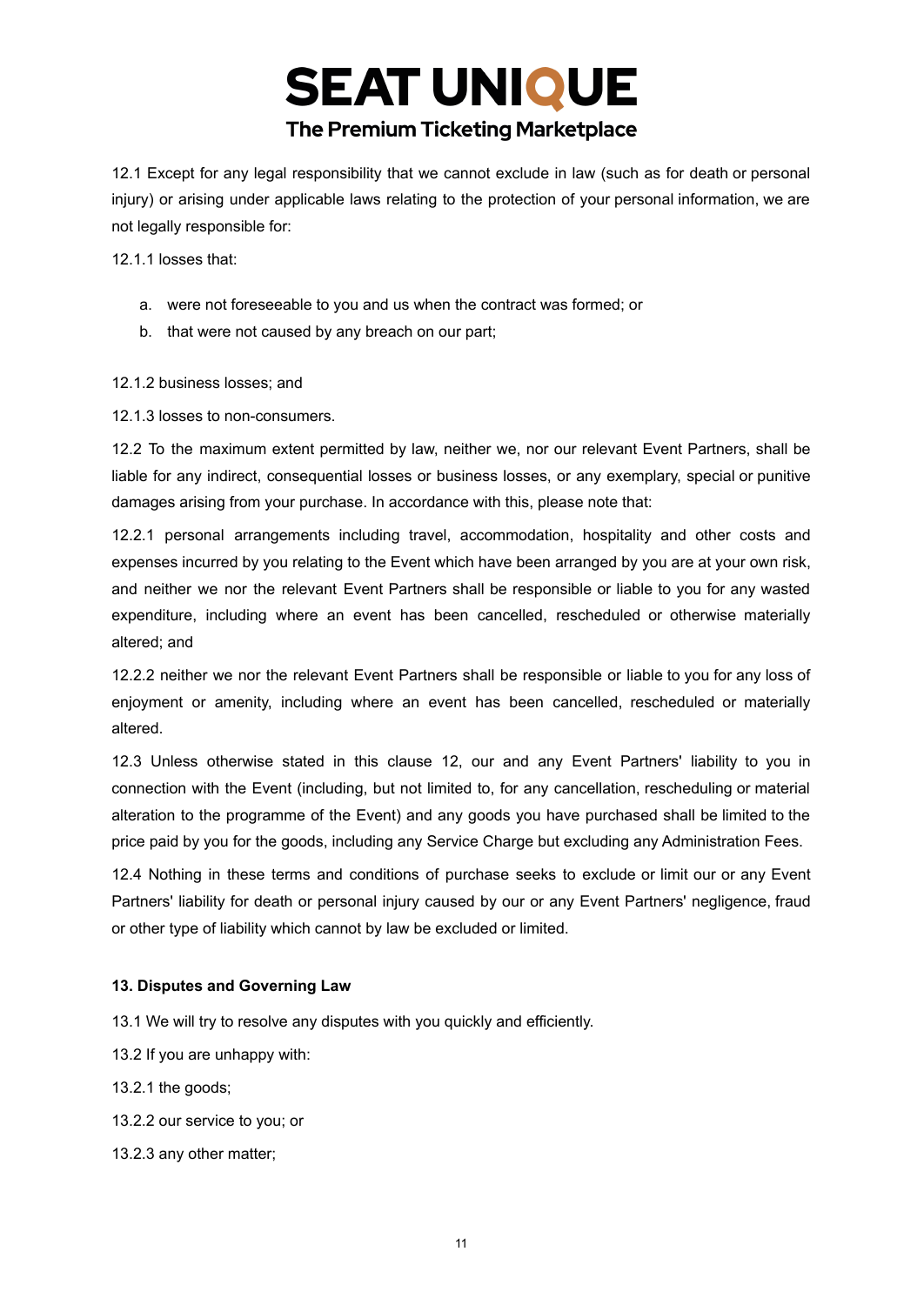12.1 Except for any legal responsibility that we cannot exclude in law (such as for death or personal injury) or arising under applicable laws relating to the protection of your personal information, we are not legally responsible for:

12.1.1 losses that:

a. were not foreseeable to you and us when the contract was formed; or
b. that were not caused by any breach on our part;

12.1.2 business losses; and

12.1.3 losses to non-consumers.

12.2 To the maximum extent permitted by law, neither we, nor our relevant Event Partners, shall be liable for any indirect, consequential losses or business losses, or any exemplary, special or punitive damages arising from your purchase. In accordance with this, please note that:

12.2.1 personal arrangements including travel, accommodation, hospitality and other costs and expenses incurred by you relating to the Event which have been arranged by you are at your own risk, and neither we nor the relevant Event Partners shall be responsible or liable to you for any wasted expenditure, including where an event has been cancelled, rescheduled or otherwise materially altered; and

12.2.2 neither we nor the relevant Event Partners shall be responsible or liable to you for any loss of enjoyment or amenity, including where an event has been cancelled, rescheduled or materially altered.

12.3 Unless otherwise stated in this clause 12, our and any Event Partners' liability to you in connection with the Event (including, but not limited to, for any cancellation, rescheduling or material alteration to the programme of the Event) and any goods you have purchased shall be limited to the price paid by you for the goods, including any Service Charge but excluding any Administration Fees.

12.4 Nothing in these terms and conditions of purchase seeks to exclude or limit our or any Event Partners' liability for death or personal injury caused by our or any Event Partners' negligence, fraud or other type of liability which cannot by law be excluded or limited.

**13. Disputes and Governing Law**

13.1 We will try to resolve any disputes with you quickly and efficiently.

13.2 If you are unhappy with:

13.2.1 the goods;

13.2.2 our service to you; or

13.2.3 any other matter;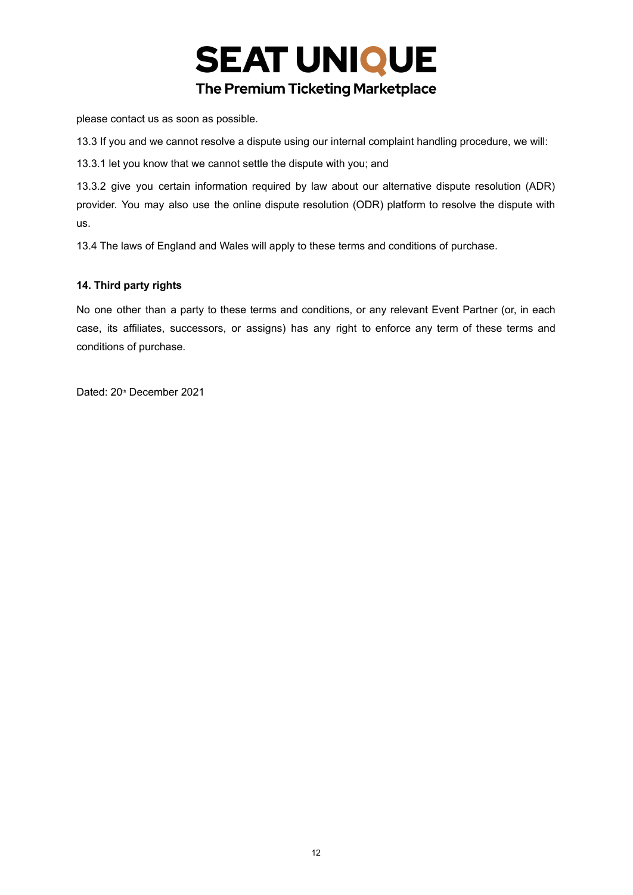please contact us as soon as possible.

13.3 If you and we cannot resolve a dispute using our internal complaint handling procedure, we will:

13.3.1 let you know that we cannot settle the dispute with you; and

13.3.2 give you certain information required by law about our alternative dispute resolution (ADR) provider. You may also use the online dispute resolution (ODR) platform to resolve the dispute with us.

13.4 The laws of England and Wales will apply to these terms and conditions of purchase.

**14. Third party rights**

No one other than a party to these terms and conditions, or any relevant Event Partner (or, in each case, its affiliates, successors, or assigns) has any right to enforce any term of these terms and conditions of purchase.

Dated: 20th December 2021